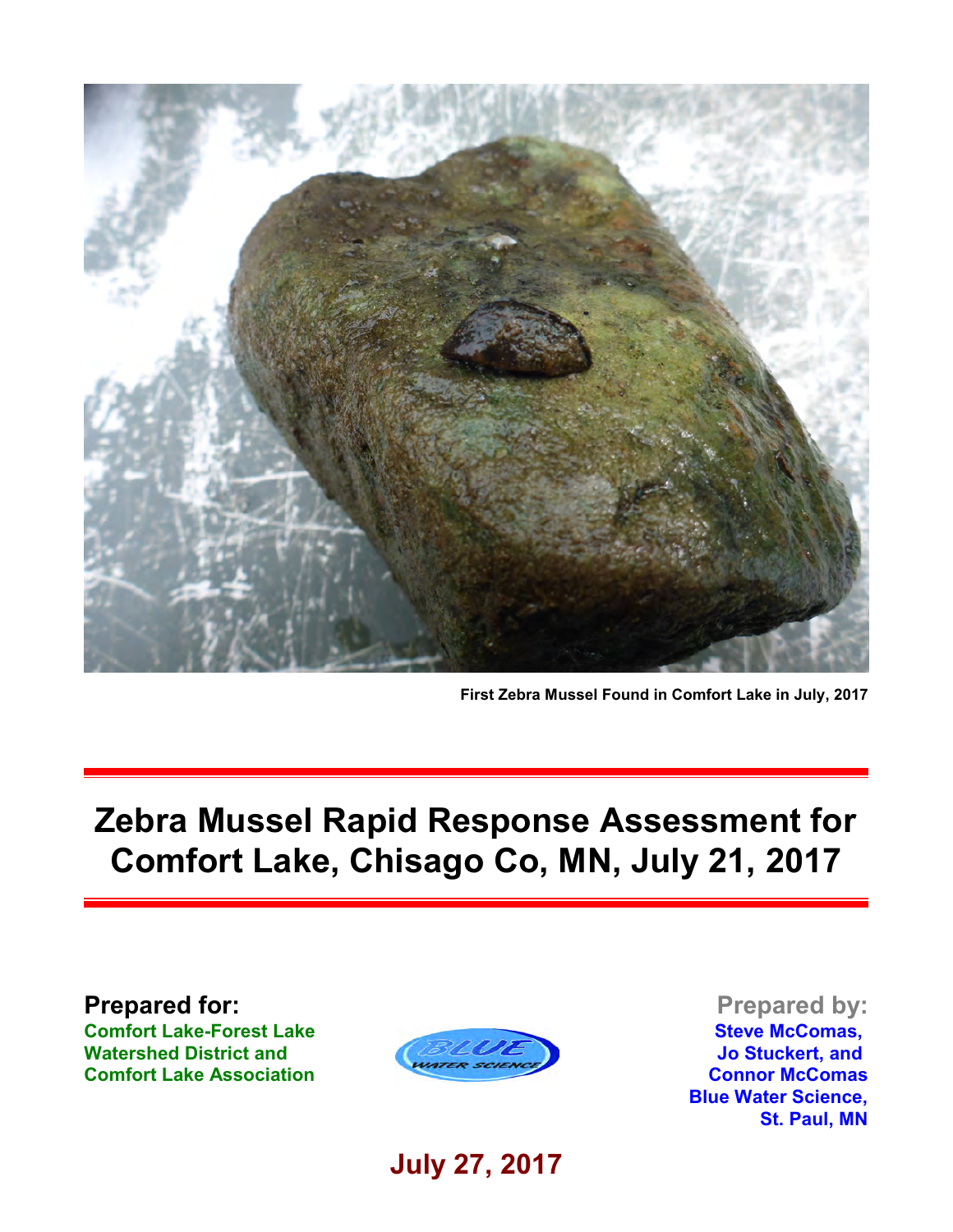First Zebra Mussel Found in Comfort Lake in July, 2017

# Zebra Mussel Rapid Response Assessment for Comfort Lake, Chisago Co, MN, July 21, 2017

**Prepared for:**
Comfort Lake-Forest Lake Watershed District and Comfort Lake Association

**Prepared by:**
Steve McComas, Jo Stuckert, and Connor McComas
Blue Water Science, St. Paul, MN

BLUE WATER SCIENCE

**July 27, 2017**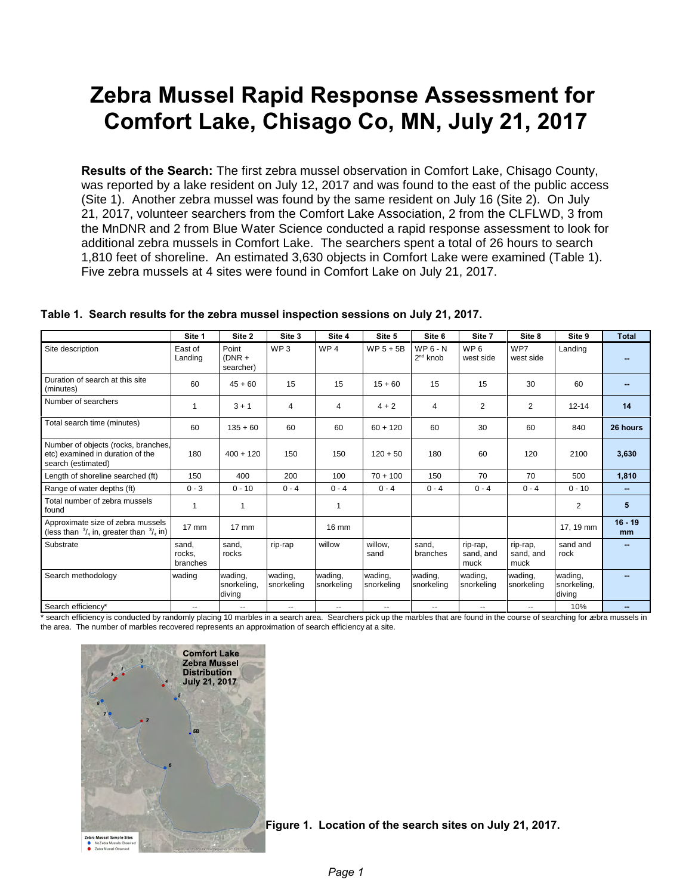# Zebra Mussel Rapid Response Assessment for Comfort Lake, Chisago Co, MN, July 21, 2017

**Results of the Search:** The first zebra mussel observation in Comfort Lake, Chisago County, was reported by a lake resident on July 12, 2017 and was found to the east of the public access (Site 1). Another zebra mussel was found by the same resident on July 16 (Site 2). On July 21, 2017, volunteer searchers from the Comfort Lake Association, 2 from the CLFLWD, 3 from the MnDNR and 2 from Blue Water Science conducted a rapid response assessment to look for additional zebra mussels in Comfort Lake. The searchers spent a total of 26 hours to search 1,810 feet of shoreline. An estimated 3,630 objects in Comfort Lake were examined (Table 1). Five zebra mussels at 4 sites were found in Comfort Lake on July 21, 2017.

**Table 1. Search results for the zebra mussel inspection sessions on July 21, 2017.**

| | Site 1 | Site 2 | Site 3 | Site 4 | Site 5 | Site 6 | Site 7 | Site 8 | Site 9 | Total |
|---|---|---|---|---|---|---|---|---|---|---|
| Site description | East of Landing | Point (DNR + searcher) | WP 3 | WP 4 | WP 5 + 5B | WP 6 - N 2nd knob | WP 6 west side | WP7 west side | Landing | -- |
| Duration of search at this site (minutes) | 60 | 45 + 60 | 15 | 15 | 15 + 60 | 15 | 15 | 30 | 60 | -- |
| Number of searchers | 1 | 3 + 1 | 4 | 4 | 4 + 2 | 4 | 2 | 2 | 12-14 | **14** |
| Total search time (minutes) | 60 | 135 + 60 | 60 | 60 | 60 + 120 | 60 | 30 | 60 | 840 | **26 hours** |
| Number of objects (rocks, branches, etc) examined in duration of the search (estimated) | 180 | 400 + 120 | 150 | 150 | 120 + 50 | 180 | 60 | 120 | 2100 | **3,630** |
| Length of shoreline searched (ft) | 150 | 400 | 200 | 100 | 70 + 100 | 150 | 70 | 70 | 500 | **1,810** |
| Range of water depths (ft) | 0 - 3 | 0 - 10 | 0 - 4 | 0 - 4 | 0 - 4 | 0 - 4 | 0 - 4 | 0 - 4 | 0 - 10 | -- |
| Total number of zebra mussels found | 1 | 1 | | 1 | | | | | 2 | **5** |
| Approximate size of zebra mussels (less than 3/4 in, greater than 3/4 in) | 17 mm | 17 mm | | 16 mm | | | | | 17, 19 mm | **16 - 19 mm** |
| Substrate | sand, rocks, branches | sand, rocks | rip-rap | willow | willow, sand | sand, branches | rip-rap, sand, and muck | rip-rap, sand, and muck | sand and rock | -- |
| Search methodology | wading | wading, snorkeling, diving | wading, snorkeling | wading, snorkeling | wading, snorkeling | wading, snorkeling | wading, snorkeling | wading, snorkeling | wading, snorkeling, diving | -- |
| Search efficiency* | -- | -- | -- | -- | -- | -- | -- | -- | 10% | -- |

\* search efficiency is conducted by randomly placing 10 marbles in a search area. Searchers pick up the marbles that are found in the course of searching for zebra mussels in the area. The number of marbles recovered represents an approximation of search efficiency at a site.

Comfort Lake Zebra Mussel Distribution July 21, 2017

Zebra Mussel Sample Sites
No Zebra Mussels Observed
Zebra Mussel Observed

**Figure 1. Location of the search sites on July 21, 2017.**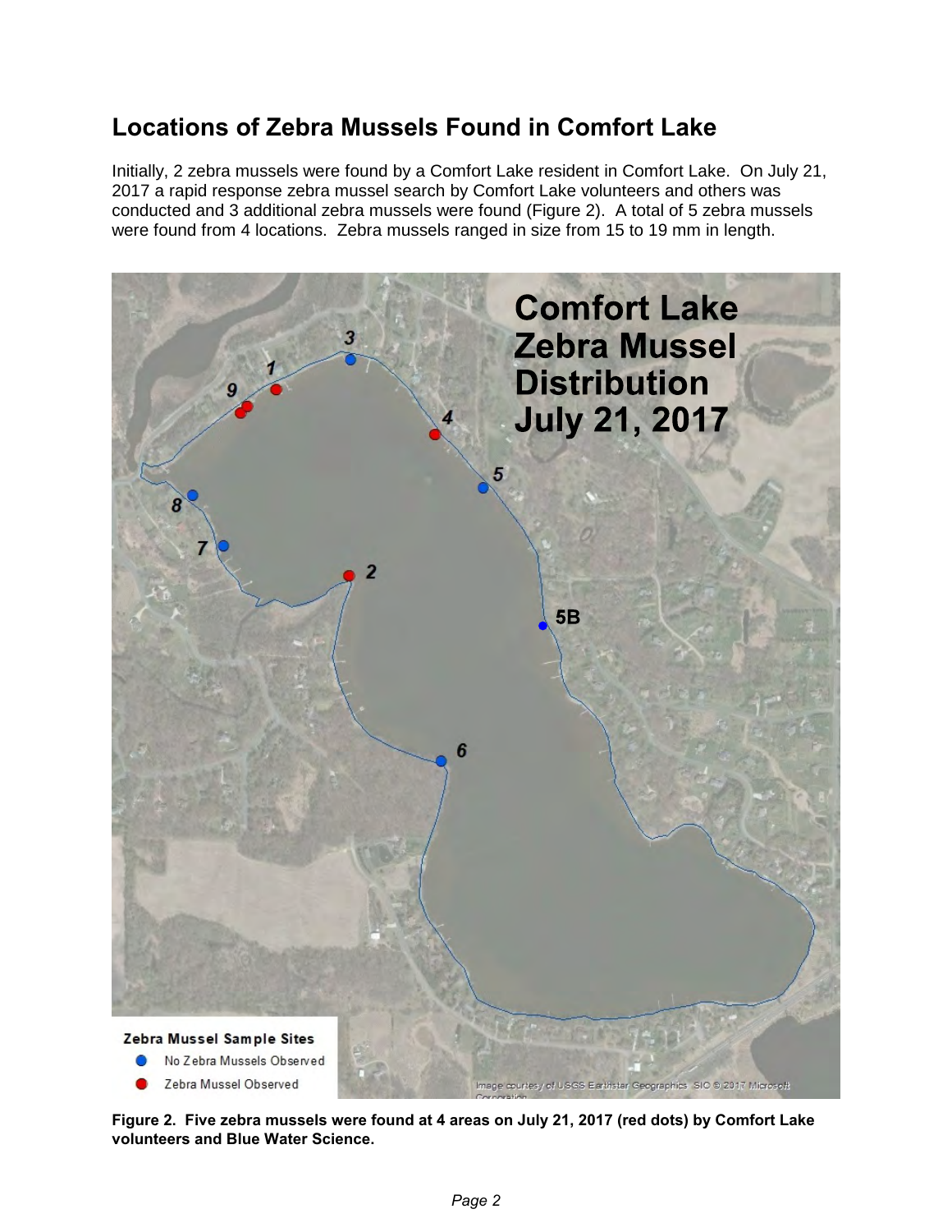# Locations of Zebra Mussels Found in Comfort Lake

Initially, 2 zebra mussels were found by a Comfort Lake resident in Comfort Lake. On July 21, 2017 a rapid response zebra mussel search by Comfort Lake volunteers and others was conducted and 3 additional zebra mussels were found (Figure 2). A total of 5 zebra mussels were found from 4 locations. Zebra mussels ranged in size from 15 to 19 mm in length.

Comfort Lake
Zebra Mussel
Distribution
July 21, 2017

3
1
9
4
5
8
7
2
5B
6

Zebra Mussel Sample Sites

No Zebra Mussels Observed

Zebra Mussel Observed

Image courtesy of USGS Earthstar Geographics SIO © 2017 Microsoft Corporation

**Figure 2. Five zebra mussels were found at 4 areas on July 21, 2017 (red dots) by Comfort Lake volunteers and Blue Water Science.**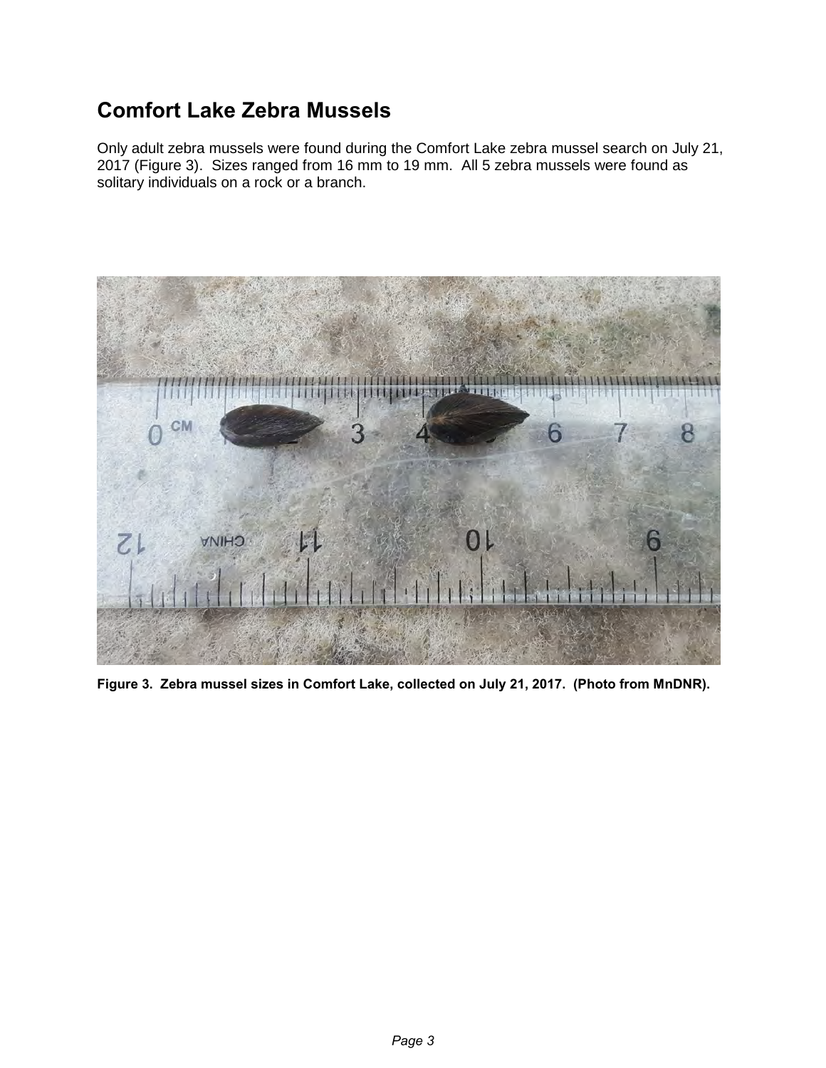## Comfort Lake Zebra Mussels

Only adult zebra mussels were found during the Comfort Lake zebra mussel search on July 21, 2017 (Figure 3). Sizes ranged from 16 mm to 19 mm. All 5 zebra mussels were found as solitary individuals on a rock or a branch.

**Figure 3. Zebra mussel sizes in Comfort Lake, collected on July 21, 2017. (Photo from MnDNR).**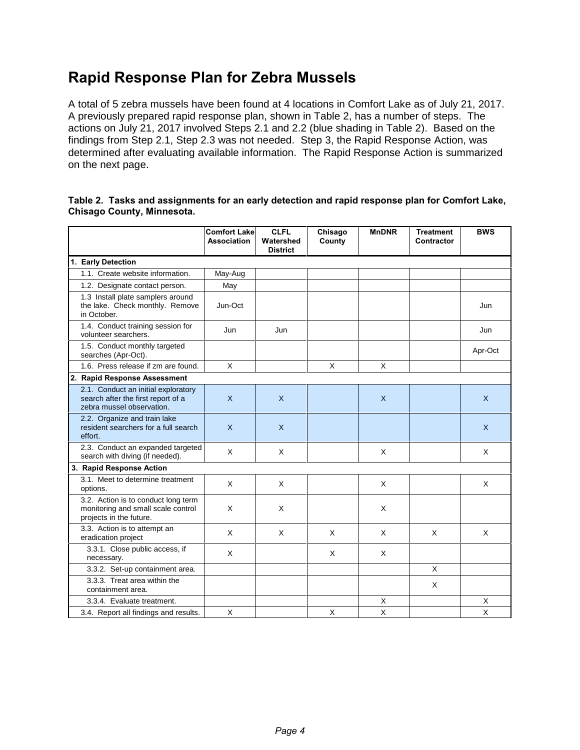# Rapid Response Plan for Zebra Mussels

A total of 5 zebra mussels have been found at 4 locations in Comfort Lake as of July 21, 2017. A previously prepared rapid response plan, shown in Table 2, has a number of steps. The actions on July 21, 2017 involved Steps 2.1 and 2.2 (blue shading in Table 2). Based on the findings from Step 2.1, Step 2.3 was not needed. Step 3, the Rapid Response Action, was determined after evaluating available information. The Rapid Response Action is summarized on the next page.

**Table 2. Tasks and assignments for an early detection and rapid response plan for Comfort Lake, Chisago County, Minnesota.**

| | Comfort Lake Association | CLFL Watershed District | Chisago County | MnDNR | Treatment Contractor | BWS |
|---|---|---|---|---|---|---|
| **1. Early Detection** | | | | | | |
| 1.1. Create website information. | May-Aug | | | | | |
| 1.2. Designate contact person. | May | | | | | |
| 1.3 Install plate samplers around the lake. Check monthly. Remove in October. | Jun-Oct | | | | | Jun |
| 1.4. Conduct training session for volunteer searchers. | Jun | Jun | | | | Jun |
| 1.5. Conduct monthly targeted searches (Apr-Oct). | | | | | | Apr-Oct |
| 1.6. Press release if zm are found. | X | | X | X | | |
| **2. Rapid Response Assessment** | | | | | | |
| 2.1. Conduct an initial exploratory search after the first report of a zebra mussel observation. | X | X | | X | | X |
| 2.2. Organize and train lake resident searchers for a full search effort. | X | X | | | | X |
| 2.3. Conduct an expanded targeted search with diving (if needed). | X | X | | X | | X |
| **3. Rapid Response Action** | | | | | | |
| 3.1. Meet to determine treatment options. | X | X | | X | | X |
| 3.2. Action is to conduct long term monitoring and small scale control projects in the future. | X | X | | X | | |
| 3.3. Action is to attempt an eradication project | X | X | X | X | X | X |
| 3.3.1. Close public access, if necessary. | X | | X | X | | |
| 3.3.2. Set-up containment area. | | | | | X | |
| 3.3.3. Treat area within the containment area. | | | | | X | |
| 3.3.4. Evaluate treatment. | | | | X | | X |
| 3.4. Report all findings and results. | X | | X | X | | X |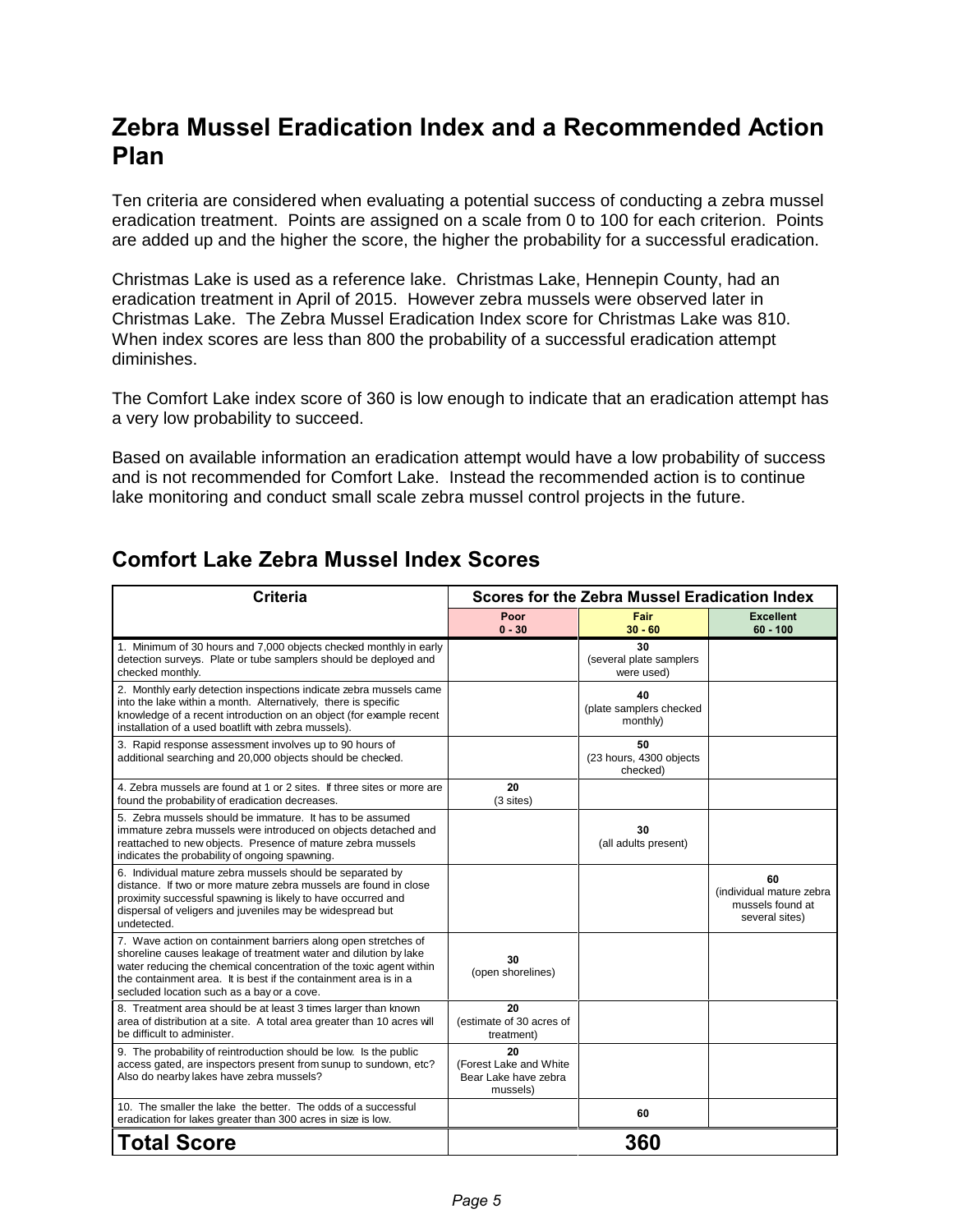# Zebra Mussel Eradication Index and a Recommended Action Plan

Ten criteria are considered when evaluating a potential success of conducting a zebra mussel eradication treatment. Points are assigned on a scale from 0 to 100 for each criterion. Points are added up and the higher the score, the higher the probability for a successful eradication.

Christmas Lake is used as a reference lake. Christmas Lake, Hennepin County, had an eradication treatment in April of 2015. However zebra mussels were observed later in Christmas Lake. The Zebra Mussel Eradication Index score for Christmas Lake was 810. When index scores are less than 800 the probability of a successful eradication attempt diminishes.

The Comfort Lake index score of 360 is low enough to indicate that an eradication attempt has a very low probability to succeed.

Based on available information an eradication attempt would have a low probability of success and is not recommended for Comfort Lake. Instead the recommended action is to continue lake monitoring and conduct small scale zebra mussel control projects in the future.

## Comfort Lake Zebra Mussel Index Scores

| Criteria | Scores for the Zebra Mussel Eradication Index | | |
|---|---|---|---|
| | **Poor 0 - 30** | **Fair 30 - 60** | **Excellent 60 - 100** |
| 1. Minimum of 30 hours and 7,000 objects checked monthly in early detection surveys. Plate or tube samplers should be deployed and checked monthly. | | **30** (several plate samplers were used) | |
| 2. Monthly early detection inspections indicate zebra mussels came into the lake within a month. Alternatively, there is specific knowledge of a recent introduction on an object (for example recent installation of a used boatlift with zebra mussels). | | **40** (plate samplers checked monthly) | |
| 3. Rapid response assessment involves up to 90 hours of additional searching and 20,000 objects should be checked. | | **50** (23 hours, 4300 objects checked) | |
| 4. Zebra mussels are found at 1 or 2 sites. If three sites or more are found the probability of eradication decreases. | **20** (3 sites) | | |
| 5. Zebra mussels should be immature. It has to be assumed immature zebra mussels were introduced on objects detached and reattached to new objects. Presence of mature zebra mussels indicates the probability of ongoing spawning. | | **30** (all adults present) | |
| 6. Individual mature zebra mussels should be separated by distance. If two or more mature zebra mussels are found in close proximity successful spawning is likely to have occurred and dispersal of veligers and juveniles may be widespread but undetected. | | | **60** (individual mature zebra mussels found at several sites) |
| 7. Wave action on containment barriers along open stretches of shoreline causes leakage of treatment water and dilution by lake water reducing the chemical concentration of the toxic agent within the containment area. It is best if the containment area is in a secluded location such as a bay or a cove. | **30** (open shorelines) | | |
| 8. Treatment area should be at least 3 times larger than known area of distribution at a site. A total area greater than 10 acres will be difficult to administer. | **20** (estimate of 30 acres of treatment) | | |
| 9. The probability of reintroduction should be low. Is the public access gated, are inspectors present from sunup to sundown, etc? Also do nearby lakes have zebra mussels? | **20** (Forest Lake and White Bear Lake have zebra mussels) | | |
| 10. The smaller the lake the better. The odds of a successful eradication for lakes greater than 300 acres in size is low. | | **60** | |
| **Total Score** | | **360** | |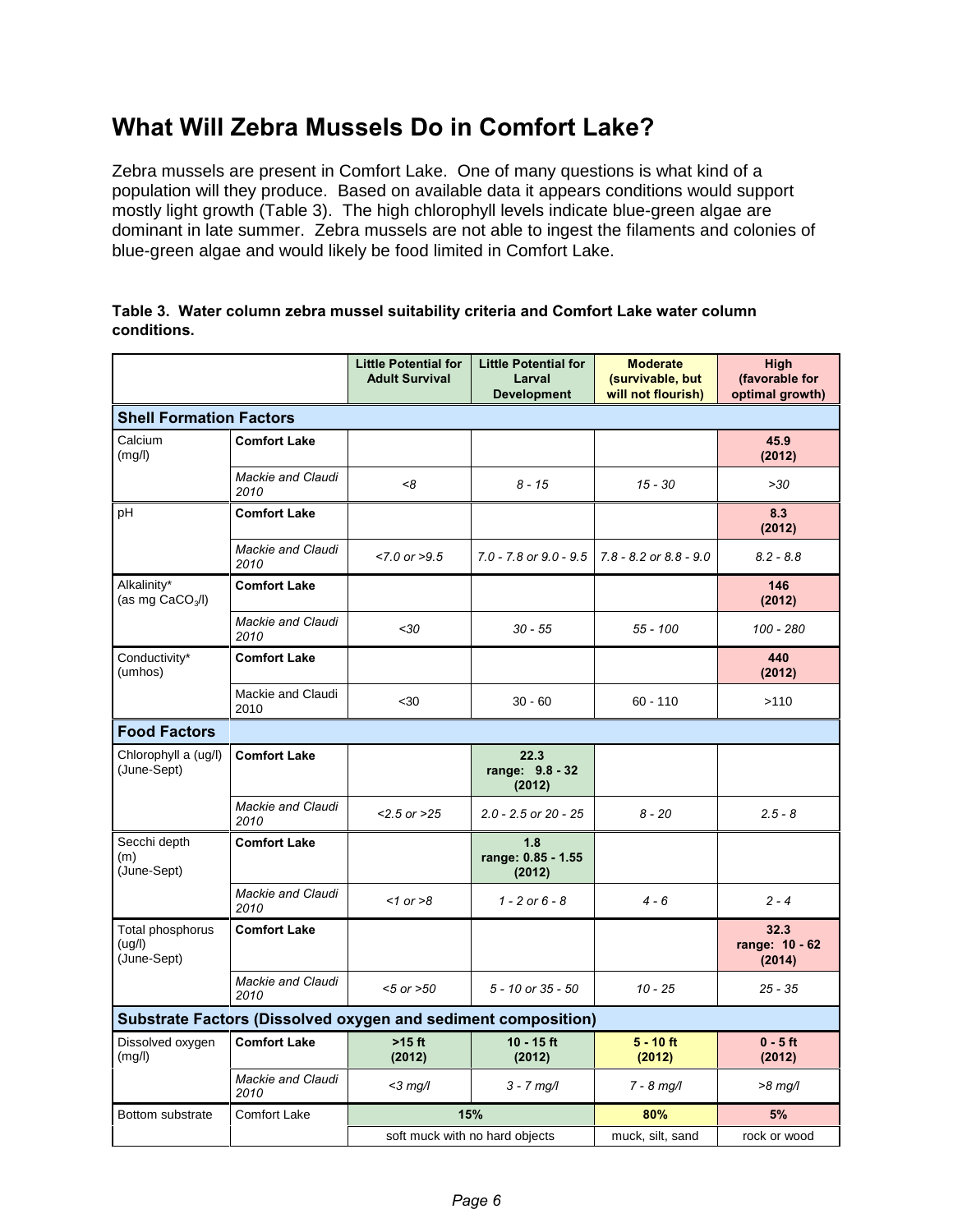# What Will Zebra Mussels Do in Comfort Lake?

Zebra mussels are present in Comfort Lake. One of many questions is what kind of a population will they produce. Based on available data it appears conditions would support mostly light growth (Table 3). The high chlorophyll levels indicate blue-green algae are dominant in late summer. Zebra mussels are not able to ingest the filaments and colonies of blue-green algae and would likely be food limited in Comfort Lake.

**Table 3. Water column zebra mussel suitability criteria and Comfort Lake water column conditions.**

| | | Little Potential for Adult Survival | Little Potential for Larval Development | Moderate (survivable, but will not flourish) | High (favorable for optimal growth) |
|---|---|---|---|---|---|
| **Shell Formation Factors** | | | | | |
| Calcium (mg/l) | **Comfort Lake** | | | | **45.9 (2012)** |
| | *Mackie and Claudi 2010* | *<8* | *8 - 15* | *15 - 30* | *>30* |
| pH | **Comfort Lake** | | | | **8.3 (2012)** |
| | *Mackie and Claudi 2010* | *<7.0 or >9.5* | *7.0 - 7.8 or 9.0 - 9.5* | *7.8 - 8.2 or 8.8 - 9.0* | *8.2 - 8.8* |
| Alkalinity* (as mg $CaCO_3$/l) | **Comfort Lake** | | | | **146 (2012)** |
| | *Mackie and Claudi 2010* | *<30* | *30 - 55* | *55 - 100* | *100 - 280* |
| Conductivity* (umhos) | **Comfort Lake** | | | | **440 (2012)** |
| | Mackie and Claudi 2010 | <30 | 30 - 60 | 60 - 110 | >110 |
| **Food Factors** | | | | | |
| Chlorophyll a (ug/l) (June-Sept) | **Comfort Lake** | | **22.3 range: 9.8 - 32 (2012)** | | |
| | *Mackie and Claudi 2010* | *<2.5 or >25* | *2.0 - 2.5 or 20 - 25* | *8 - 20* | *2.5 - 8* |
| Secchi depth (m) (June-Sept) | **Comfort Lake** | | **1.8 range: 0.85 - 1.55 (2012)** | | |
| | *Mackie and Claudi 2010* | *<1 or >8* | *1 - 2 or 6 - 8* | *4 - 6* | *2 - 4* |
| Total phosphorus (ug/l) (June-Sept) | **Comfort Lake** | | | | **32.3 range: 10 - 62 (2014)** |
| | *Mackie and Claudi 2010* | *<5 or >50* | *5 - 10 or 35 - 50* | *10 - 25* | *25 - 35* |
| **Substrate Factors (Dissolved oxygen and sediment composition)** | | | | | |
| Dissolved oxygen (mg/l) | **Comfort Lake** | **>15 ft (2012)** | **10 - 15 ft (2012)** | **5 - 10 ft (2012)** | **0 - 5 ft (2012)** |
| | *Mackie and Claudi 2010* | *<3 mg/l* | *3 - 7 mg/l* | *7 - 8 mg/l* | *>8 mg/l* |
| Bottom substrate | Comfort Lake | **15%** | | **80%** | **5%** |
| | | soft muck with no hard objects | | muck, silt, sand | rock or wood |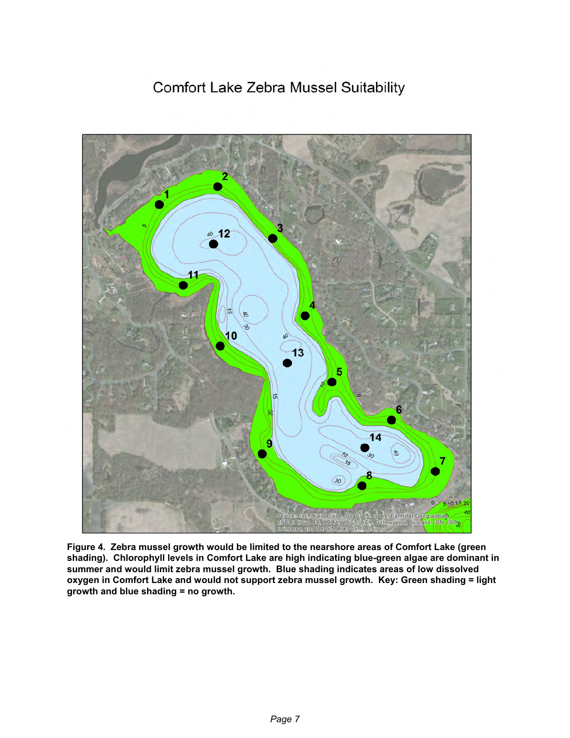Comfort Lake Zebra Mussel Suitability

2
1
12
3
11
4
10
13
5
6
14
9
7
8

Source: Esri, DigitalGlobe, GeoEye, i-cubed, Earthstar Geographics, CNES/Airbus DS, USDA, USGS, AEX, Getmapping, Aerogrid, IGN, IGP, swisstopo, and the GIS User Community

**Figure 4. Zebra mussel growth would be limited to the nearshore areas of Comfort Lake (green shading). Chlorophyll levels in Comfort Lake are high indicating blue-green algae are dominant in summer and would limit zebra mussel growth. Blue shading indicates areas of low dissolved oxygen in Comfort Lake and would not support zebra mussel growth. Key: Green shading = light growth and blue shading = no growth.**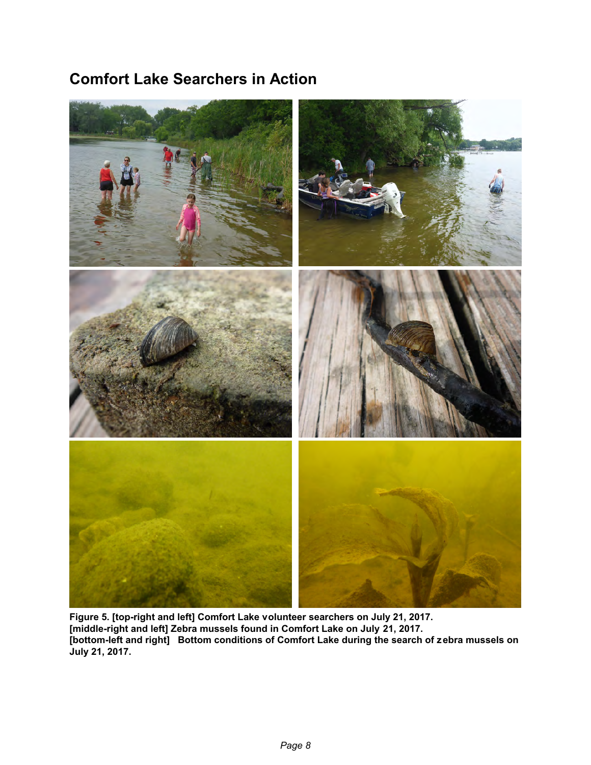## Comfort Lake Searchers in Action

**Figure 5. [top-right and left] Comfort Lake volunteer searchers on July 21, 2017.**
**[middle-right and left] Zebra mussels found in Comfort Lake on July 21, 2017.**
**[bottom-left and right] Bottom conditions of Comfort Lake during the search of zebra mussels on July 21, 2017.**